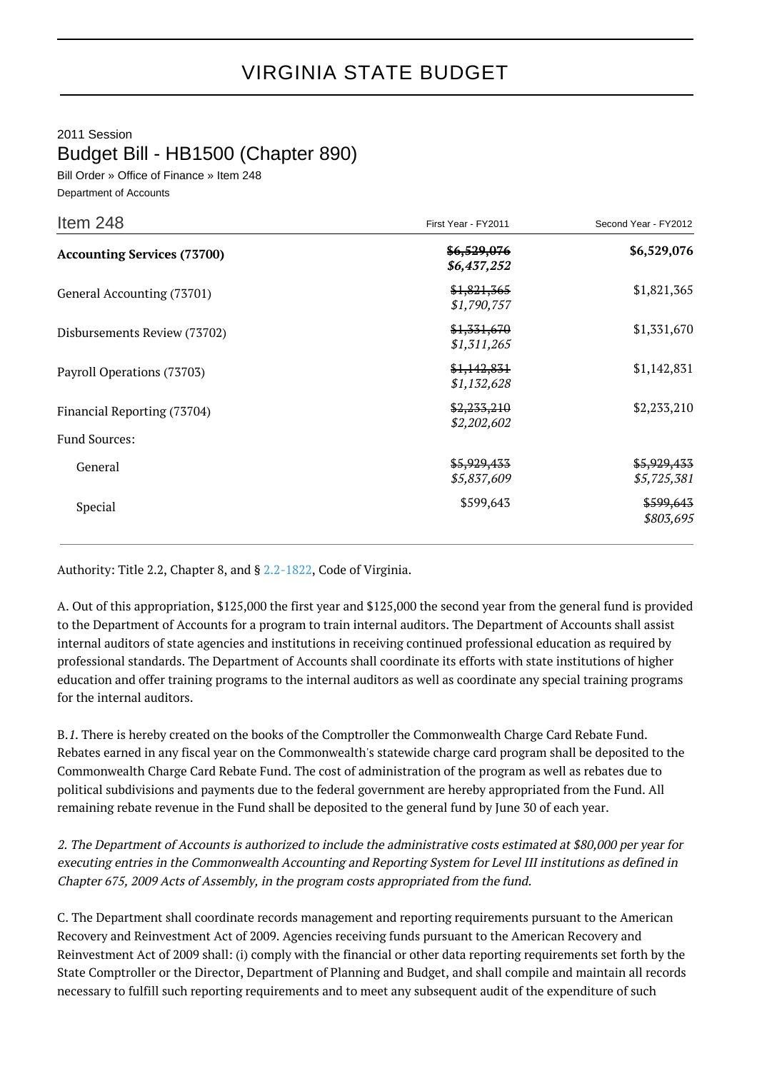# VIRGINIA STATE BUDGET

2011 Session

## Budget Bill - HB1500 (Chapter 890)

Bill Order » Office of Finance » Item 248

Department of Accounts

| Item 248 | First Year - FY2011 | Second Year - FY2012 |
|---|---|---|
| **Accounting Services (73700)** | ~~$6,529,076~~ *$6,437,252* | **$6,529,076** |
| General Accounting (73701) | ~~$1,821,365~~ *$1,790,757* | $1,821,365 |
| Disbursements Review (73702) | ~~$1,331,670~~ *$1,311,265* | $1,331,670 |
| Payroll Operations (73703) | ~~$1,142,831~~ *$1,132,628* | $1,142,831 |
| Financial Reporting (73704) | ~~$2,233,210~~ *$2,202,602* | $2,233,210 |
| Fund Sources: | | |
| General | ~~$5,929,433~~ *$5,837,609* | ~~$5,929,433~~ *$5,725,381* |
| Special | $599,643 | ~~$599,643~~ *$803,695* |

Authority: Title 2.2, Chapter 8, and § 2.2-1822, Code of Virginia.

A. Out of this appropriation, $125,000 the first year and $125,000 the second year from the general fund is provided to the Department of Accounts for a program to train internal auditors. The Department of Accounts shall assist internal auditors of state agencies and institutions in receiving continued professional education as required by professional standards. The Department of Accounts shall coordinate its efforts with state institutions of higher education and offer training programs to the internal auditors as well as coordinate any special training programs for the internal auditors.

B.*1.* There is hereby created on the books of the Comptroller the Commonwealth Charge Card Rebate Fund. Rebates earned in any fiscal year on the Commonwealth's statewide charge card program shall be deposited to the Commonwealth Charge Card Rebate Fund. The cost of administration of the program as well as rebates due to political subdivisions and payments due to the federal government are hereby appropriated from the Fund. All remaining rebate revenue in the Fund shall be deposited to the general fund by June 30 of each year.

*2. The Department of Accounts is authorized to include the administrative costs estimated at $80,000 per year for executing entries in the Commonwealth Accounting and Reporting System for Level III institutions as defined in Chapter 675, 2009 Acts of Assembly, in the program costs appropriated from the fund.*

C. The Department shall coordinate records management and reporting requirements pursuant to the American Recovery and Reinvestment Act of 2009. Agencies receiving funds pursuant to the American Recovery and Reinvestment Act of 2009 shall: (i) comply with the financial or other data reporting requirements set forth by the State Comptroller or the Director, Department of Planning and Budget, and shall compile and maintain all records necessary to fulfill such reporting requirements and to meet any subsequent audit of the expenditure of such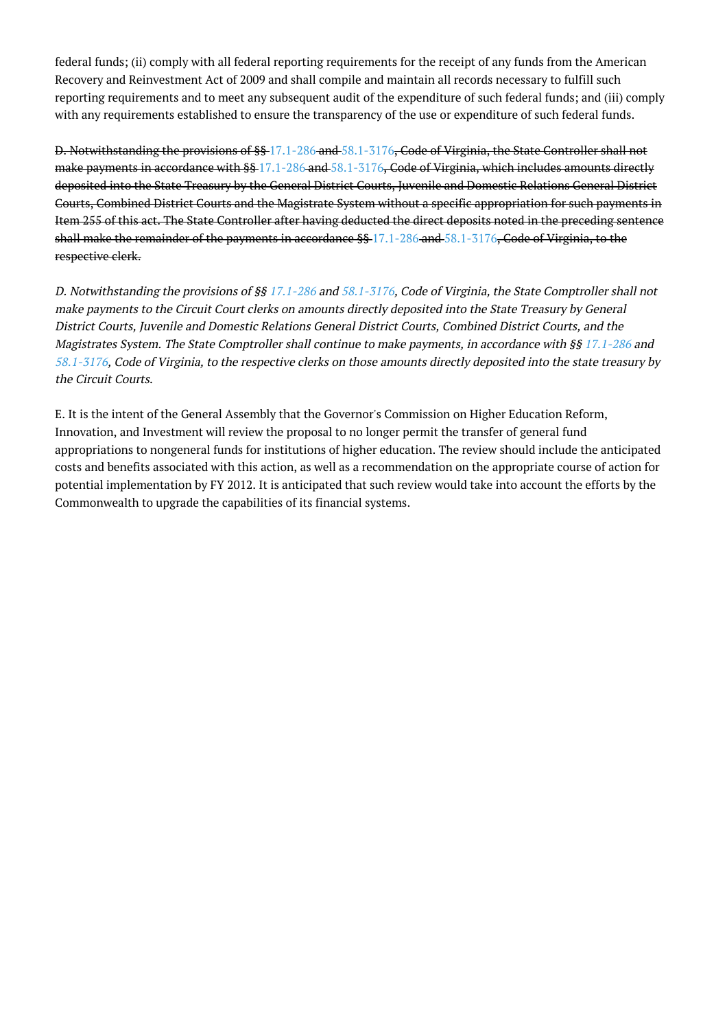federal funds; (ii) comply with all federal reporting requirements for the receipt of any funds from the American Recovery and Reinvestment Act of 2009 and shall compile and maintain all records necessary to fulfill such reporting requirements and to meet any subsequent audit of the expenditure of such federal funds; and (iii) comply with any requirements established to ensure the transparency of the use or expenditure of such federal funds.

~~D. Notwithstanding the provisions of §§ 17.1-286 and 58.1-3176, Code of Virginia, the State Controller shall not make payments in accordance with §§ 17.1-286 and 58.1-3176, Code of Virginia, which includes amounts directly deposited into the State Treasury by the General District Courts, Juvenile and Domestic Relations General District Courts, Combined District Courts and the Magistrate System without a specific appropriation for such payments in Item 255 of this act. The State Controller after having deducted the direct deposits noted in the preceding sentence shall make the remainder of the payments in accordance §§ 17.1-286 and 58.1-3176, Code of Virginia, to the respective clerk.~~

*D. Notwithstanding the provisions of §§ 17.1-286 and 58.1-3176, Code of Virginia, the State Comptroller shall not make payments to the Circuit Court clerks on amounts directly deposited into the State Treasury by General District Courts, Juvenile and Domestic Relations General District Courts, Combined District Courts, and the Magistrates System. The State Comptroller shall continue to make payments, in accordance with §§ 17.1-286 and 58.1-3176, Code of Virginia, to the respective clerks on those amounts directly deposited into the state treasury by the Circuit Courts.*

E. It is the intent of the General Assembly that the Governor's Commission on Higher Education Reform, Innovation, and Investment will review the proposal to no longer permit the transfer of general fund appropriations to nongeneral funds for institutions of higher education. The review should include the anticipated costs and benefits associated with this action, as well as a recommendation on the appropriate course of action for potential implementation by FY 2012. It is anticipated that such review would take into account the efforts by the Commonwealth to upgrade the capabilities of its financial systems.